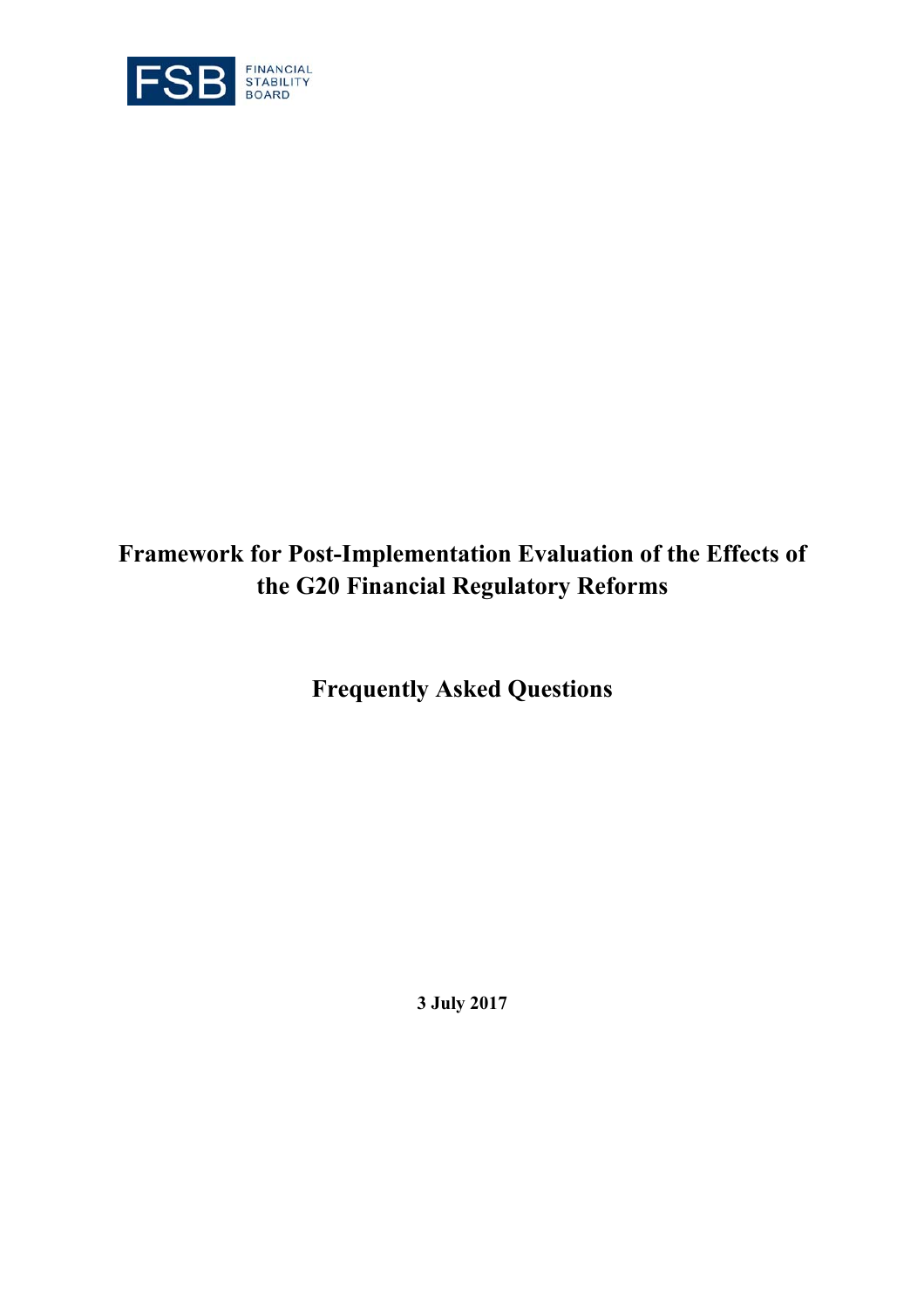FSB FINANCIAL STABILITY BOARD

# Framework for Post-Implementation Evaluation of the Effects of the G20 Financial Regulatory Reforms

## Frequently Asked Questions

**3 July 2017**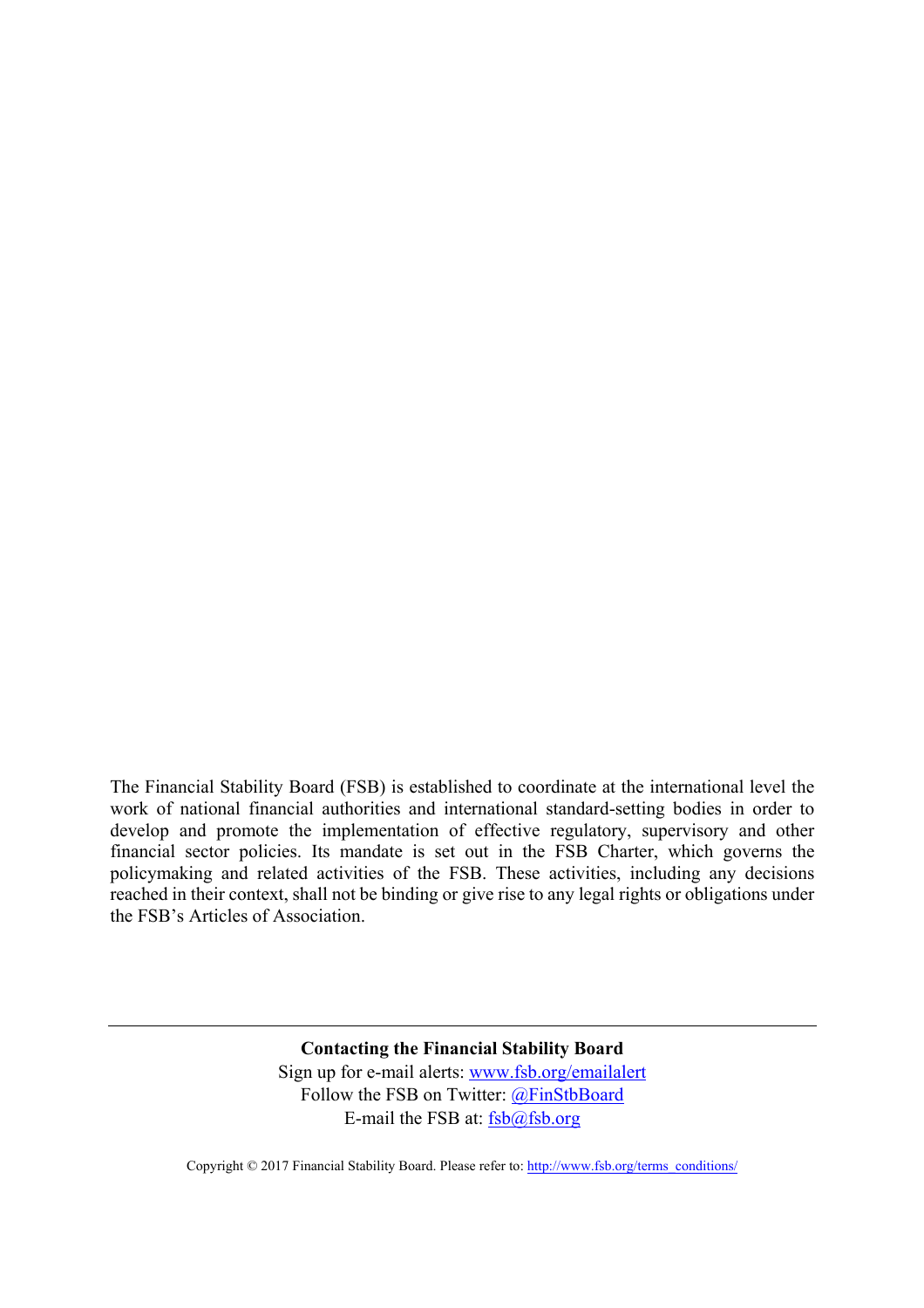The Financial Stability Board (FSB) is established to coordinate at the international level the work of national financial authorities and international standard-setting bodies in order to develop and promote the implementation of effective regulatory, supervisory and other financial sector policies. Its mandate is set out in the FSB Charter, which governs the policymaking and related activities of the FSB. These activities, including any decisions reached in their context, shall not be binding or give rise to any legal rights or obligations under the FSB's Articles of Association.

---

**Contacting the Financial Stability Board**

Sign up for e-mail alerts: www.fsb.org/emailalert

Follow the FSB on Twitter: @FinStbBoard

E-mail the FSB at: fsb@fsb.org

Copyright © 2017 Financial Stability Board. Please refer to: http://www.fsb.org/terms_conditions/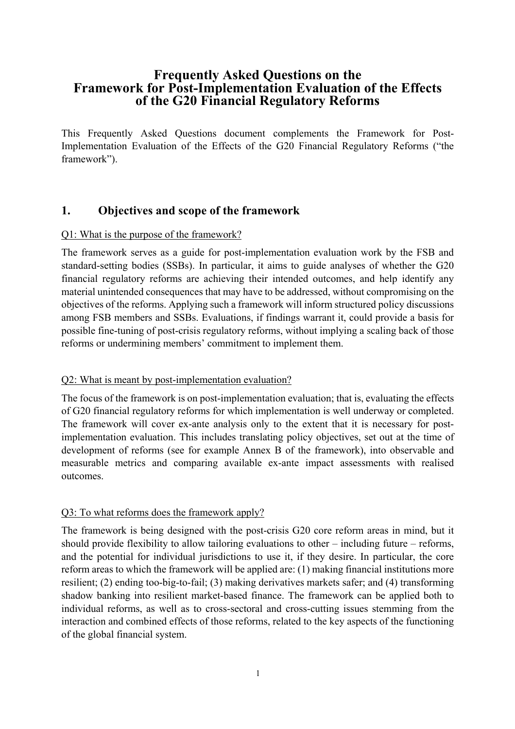# Frequently Asked Questions on the Framework for Post-Implementation Evaluation of the Effects of the G20 Financial Regulatory Reforms

This Frequently Asked Questions document complements the Framework for Post-Implementation Evaluation of the Effects of the G20 Financial Regulatory Reforms ("the framework").

## 1. Objectives and scope of the framework

Q1: What is the purpose of the framework?

The framework serves as a guide for post-implementation evaluation work by the FSB and standard-setting bodies (SSBs). In particular, it aims to guide analyses of whether the G20 financial regulatory reforms are achieving their intended outcomes, and help identify any material unintended consequences that may have to be addressed, without compromising on the objectives of the reforms. Applying such a framework will inform structured policy discussions among FSB members and SSBs. Evaluations, if findings warrant it, could provide a basis for possible fine-tuning of post-crisis regulatory reforms, without implying a scaling back of those reforms or undermining members' commitment to implement them.

Q2: What is meant by post-implementation evaluation?

The focus of the framework is on post-implementation evaluation; that is, evaluating the effects of G20 financial regulatory reforms for which implementation is well underway or completed. The framework will cover ex-ante analysis only to the extent that it is necessary for post-implementation evaluation. This includes translating policy objectives, set out at the time of development of reforms (see for example Annex B of the framework), into observable and measurable metrics and comparing available ex-ante impact assessments with realised outcomes.

Q3: To what reforms does the framework apply?

The framework is being designed with the post-crisis G20 core reform areas in mind, but it should provide flexibility to allow tailoring evaluations to other – including future – reforms, and the potential for individual jurisdictions to use it, if they desire. In particular, the core reform areas to which the framework will be applied are: (1) making financial institutions more resilient; (2) ending too-big-to-fail; (3) making derivatives markets safer; and (4) transforming shadow banking into resilient market-based finance. The framework can be applied both to individual reforms, as well as to cross-sectoral and cross-cutting issues stemming from the interaction and combined effects of those reforms, related to the key aspects of the functioning of the global financial system.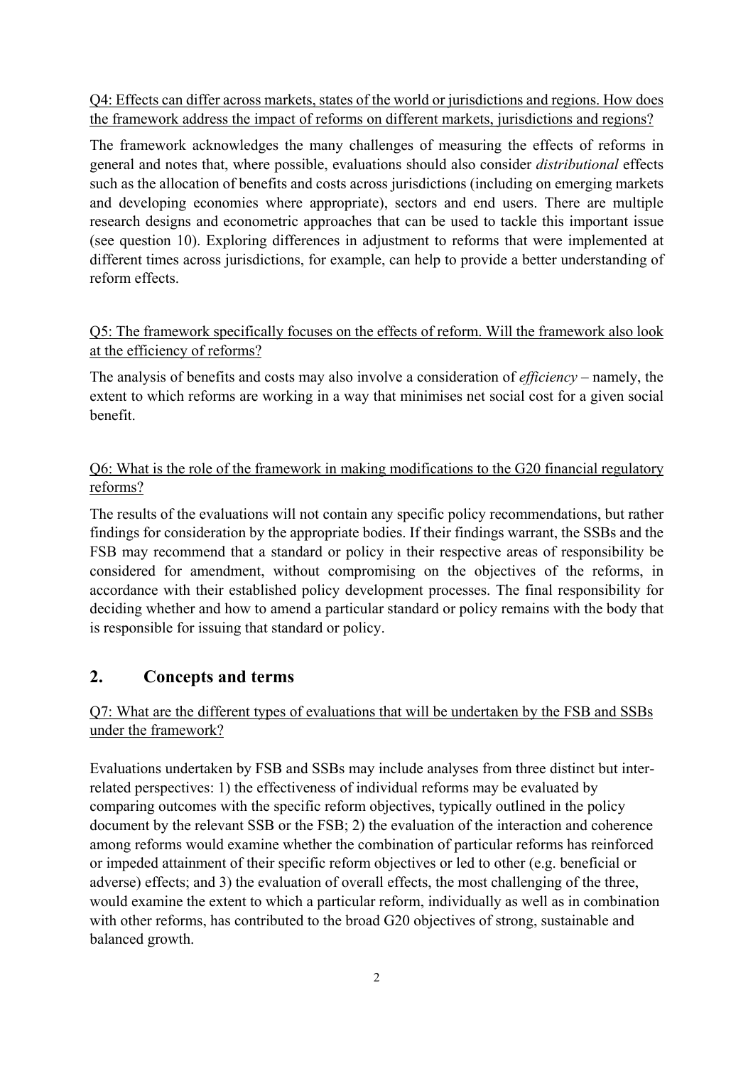Q4: Effects can differ across markets, states of the world or jurisdictions and regions. How does the framework address the impact of reforms on different markets, jurisdictions and regions?

The framework acknowledges the many challenges of measuring the effects of reforms in general and notes that, where possible, evaluations should also consider *distributional* effects such as the allocation of benefits and costs across jurisdictions (including on emerging markets and developing economies where appropriate), sectors and end users. There are multiple research designs and econometric approaches that can be used to tackle this important issue (see question 10). Exploring differences in adjustment to reforms that were implemented at different times across jurisdictions, for example, can help to provide a better understanding of reform effects.

Q5: The framework specifically focuses on the effects of reform. Will the framework also look at the efficiency of reforms?

The analysis of benefits and costs may also involve a consideration of *efficiency* – namely, the extent to which reforms are working in a way that minimises net social cost for a given social benefit.

Q6: What is the role of the framework in making modifications to the G20 financial regulatory reforms?

The results of the evaluations will not contain any specific policy recommendations, but rather findings for consideration by the appropriate bodies. If their findings warrant, the SSBs and the FSB may recommend that a standard or policy in their respective areas of responsibility be considered for amendment, without compromising on the objectives of the reforms, in accordance with their established policy development processes. The final responsibility for deciding whether and how to amend a particular standard or policy remains with the body that is responsible for issuing that standard or policy.

## 2. Concepts and terms

Q7: What are the different types of evaluations that will be undertaken by the FSB and SSBs under the framework?

Evaluations undertaken by FSB and SSBs may include analyses from three distinct but inter-related perspectives: 1) the effectiveness of individual reforms may be evaluated by comparing outcomes with the specific reform objectives, typically outlined in the policy document by the relevant SSB or the FSB; 2) the evaluation of the interaction and coherence among reforms would examine whether the combination of particular reforms has reinforced or impeded attainment of their specific reform objectives or led to other (e.g. beneficial or adverse) effects; and 3) the evaluation of overall effects, the most challenging of the three, would examine the extent to which a particular reform, individually as well as in combination with other reforms, has contributed to the broad G20 objectives of strong, sustainable and balanced growth.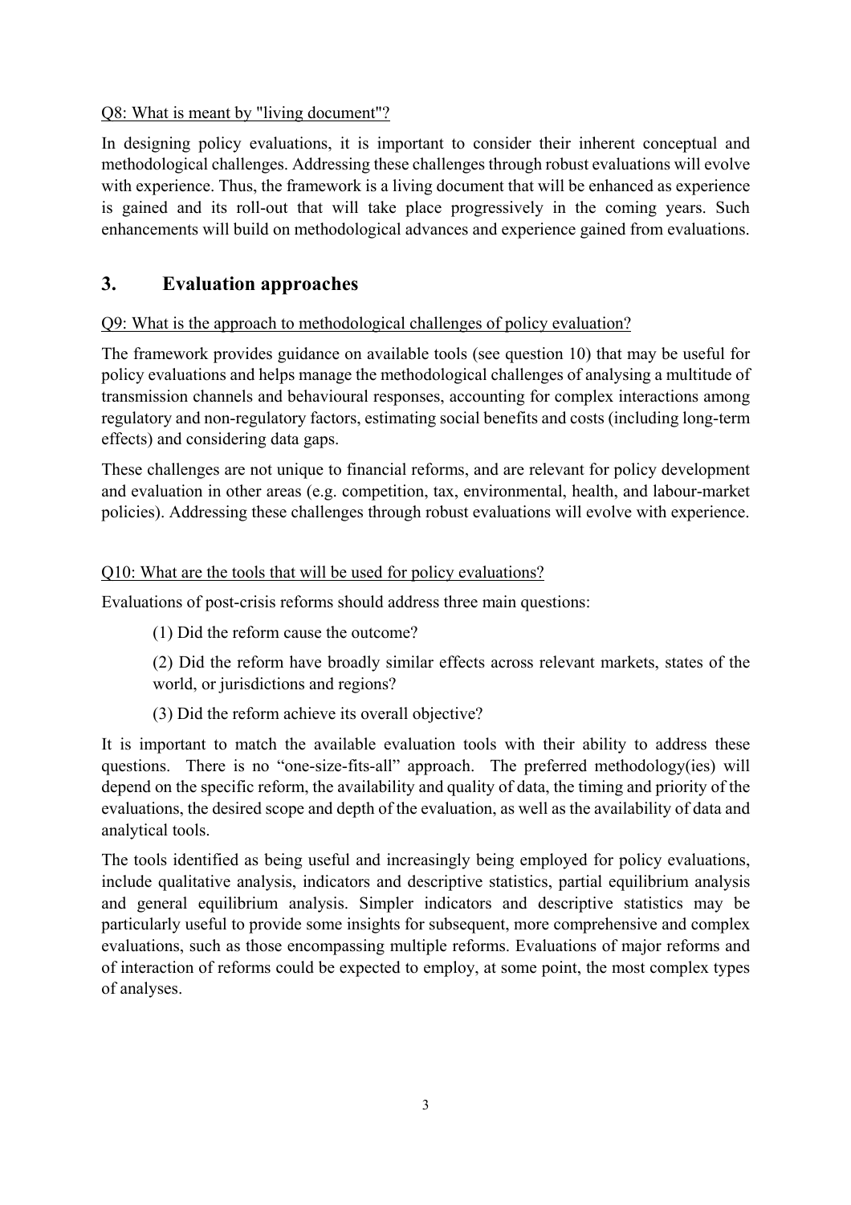Q8: What is meant by "living document"?

In designing policy evaluations, it is important to consider their inherent conceptual and methodological challenges. Addressing these challenges through robust evaluations will evolve with experience. Thus, the framework is a living document that will be enhanced as experience is gained and its roll-out that will take place progressively in the coming years. Such enhancements will build on methodological advances and experience gained from evaluations.

## 3. Evaluation approaches

Q9: What is the approach to methodological challenges of policy evaluation?

The framework provides guidance on available tools (see question 10) that may be useful for policy evaluations and helps manage the methodological challenges of analysing a multitude of transmission channels and behavioural responses, accounting for complex interactions among regulatory and non-regulatory factors, estimating social benefits and costs (including long-term effects) and considering data gaps.

These challenges are not unique to financial reforms, and are relevant for policy development and evaluation in other areas (e.g. competition, tax, environmental, health, and labour-market policies). Addressing these challenges through robust evaluations will evolve with experience.

Q10: What are the tools that will be used for policy evaluations?

Evaluations of post-crisis reforms should address three main questions:

(1) Did the reform cause the outcome?

(2) Did the reform have broadly similar effects across relevant markets, states of the world, or jurisdictions and regions?

(3) Did the reform achieve its overall objective?

It is important to match the available evaluation tools with their ability to address these questions. There is no "one-size-fits-all" approach. The preferred methodology(ies) will depend on the specific reform, the availability and quality of data, the timing and priority of the evaluations, the desired scope and depth of the evaluation, as well as the availability of data and analytical tools.

The tools identified as being useful and increasingly being employed for policy evaluations, include qualitative analysis, indicators and descriptive statistics, partial equilibrium analysis and general equilibrium analysis. Simpler indicators and descriptive statistics may be particularly useful to provide some insights for subsequent, more comprehensive and complex evaluations, such as those encompassing multiple reforms. Evaluations of major reforms and of interaction of reforms could be expected to employ, at some point, the most complex types of analyses.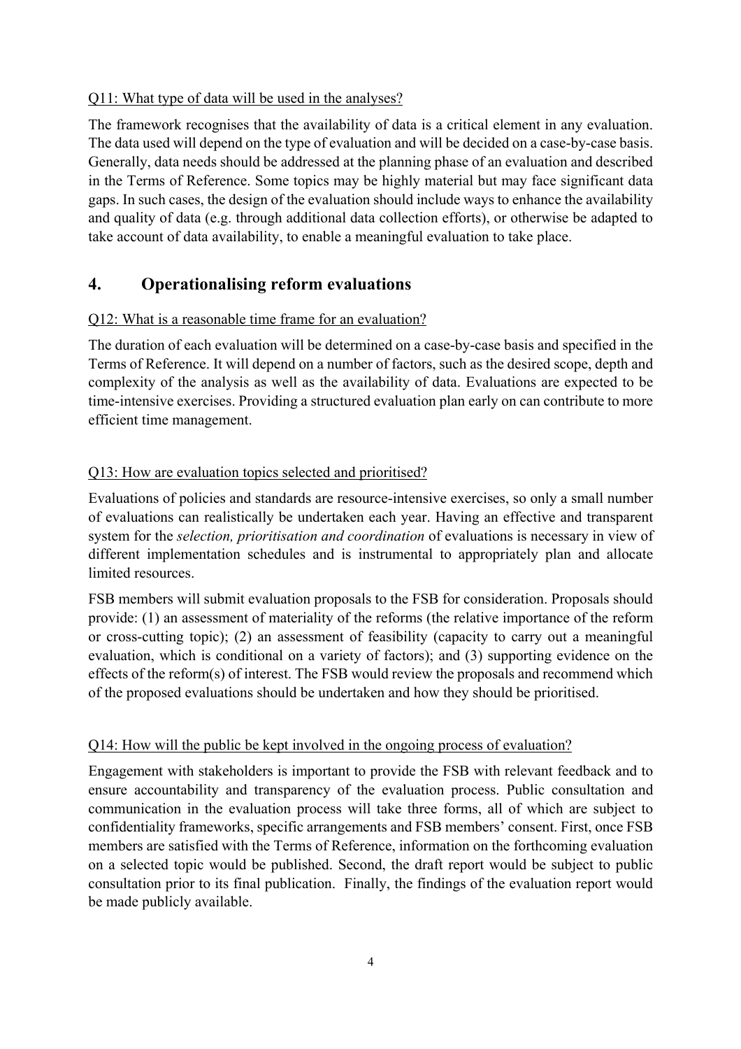Q11: What type of data will be used in the analyses?

The framework recognises that the availability of data is a critical element in any evaluation. The data used will depend on the type of evaluation and will be decided on a case-by-case basis. Generally, data needs should be addressed at the planning phase of an evaluation and described in the Terms of Reference. Some topics may be highly material but may face significant data gaps. In such cases, the design of the evaluation should include ways to enhance the availability and quality of data (e.g. through additional data collection efforts), or otherwise be adapted to take account of data availability, to enable a meaningful evaluation to take place.

## 4. Operationalising reform evaluations

Q12: What is a reasonable time frame for an evaluation?

The duration of each evaluation will be determined on a case-by-case basis and specified in the Terms of Reference. It will depend on a number of factors, such as the desired scope, depth and complexity of the analysis as well as the availability of data. Evaluations are expected to be time-intensive exercises. Providing a structured evaluation plan early on can contribute to more efficient time management.

Q13: How are evaluation topics selected and prioritised?

Evaluations of policies and standards are resource-intensive exercises, so only a small number of evaluations can realistically be undertaken each year. Having an effective and transparent system for the *selection, prioritisation and coordination* of evaluations is necessary in view of different implementation schedules and is instrumental to appropriately plan and allocate limited resources.

FSB members will submit evaluation proposals to the FSB for consideration. Proposals should provide: (1) an assessment of materiality of the reforms (the relative importance of the reform or cross-cutting topic); (2) an assessment of feasibility (capacity to carry out a meaningful evaluation, which is conditional on a variety of factors); and (3) supporting evidence on the effects of the reform(s) of interest. The FSB would review the proposals and recommend which of the proposed evaluations should be undertaken and how they should be prioritised.

Q14: How will the public be kept involved in the ongoing process of evaluation?

Engagement with stakeholders is important to provide the FSB with relevant feedback and to ensure accountability and transparency of the evaluation process. Public consultation and communication in the evaluation process will take three forms, all of which are subject to confidentiality frameworks, specific arrangements and FSB members' consent. First, once FSB members are satisfied with the Terms of Reference, information on the forthcoming evaluation on a selected topic would be published. Second, the draft report would be subject to public consultation prior to its final publication. Finally, the findings of the evaluation report would be made publicly available.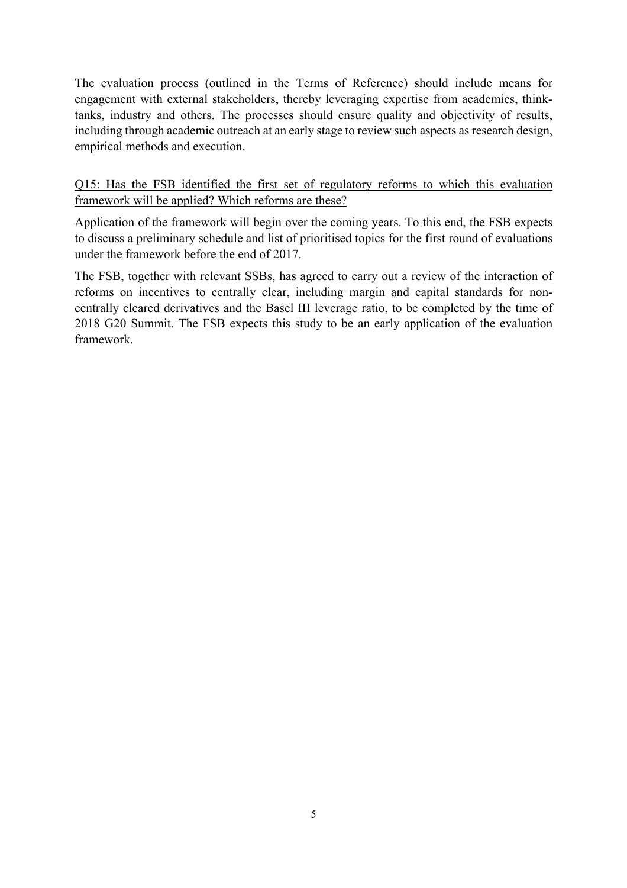The evaluation process (outlined in the Terms of Reference) should include means for engagement with external stakeholders, thereby leveraging expertise from academics, think-tanks, industry and others. The processes should ensure quality and objectivity of results, including through academic outreach at an early stage to review such aspects as research design, empirical methods and execution.

Q15: Has the FSB identified the first set of regulatory reforms to which this evaluation framework will be applied? Which reforms are these?

Application of the framework will begin over the coming years. To this end, the FSB expects to discuss a preliminary schedule and list of prioritised topics for the first round of evaluations under the framework before the end of 2017.

The FSB, together with relevant SSBs, has agreed to carry out a review of the interaction of reforms on incentives to centrally clear, including margin and capital standards for non-centrally cleared derivatives and the Basel III leverage ratio, to be completed by the time of 2018 G20 Summit. The FSB expects this study to be an early application of the evaluation framework.